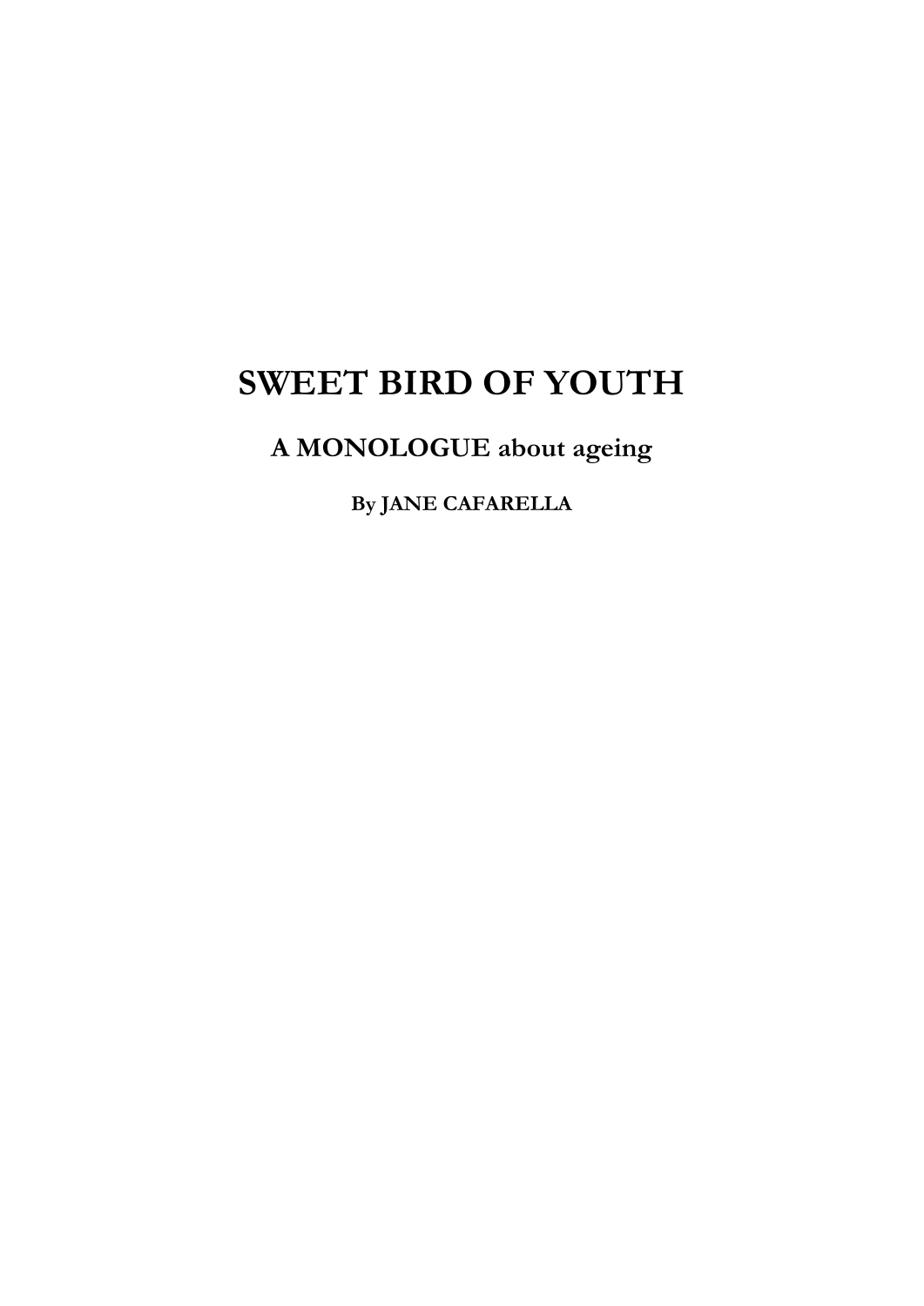# SWEET BIRD OF YOUTH

## A MONOLOGUE about ageing

### By JANE CAFARELLA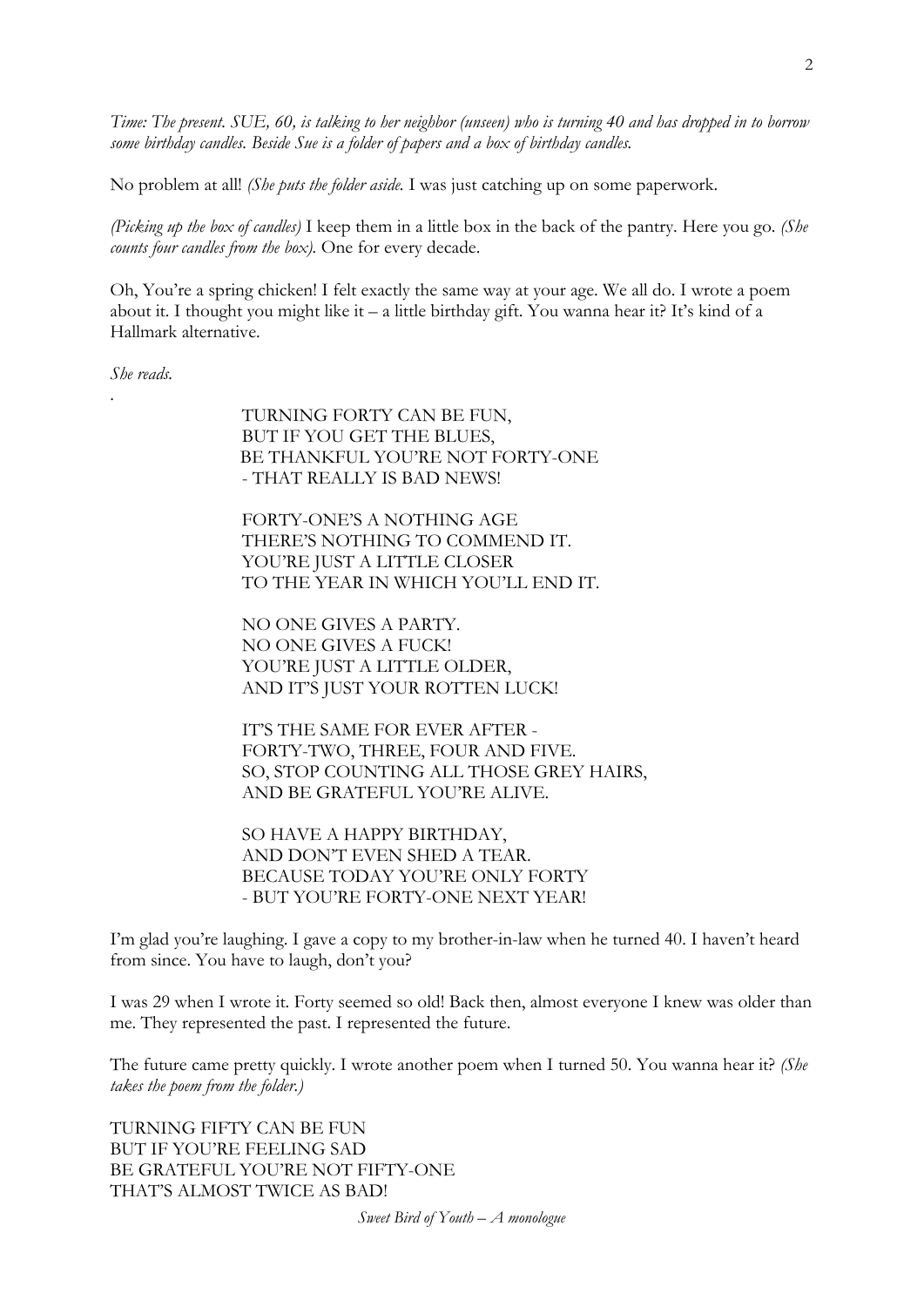*Time: The present. SUE, 60, is talking to her neighbor (unseen) who is turning 40 and has dropped in to borrow some birthday candles. Beside Sue is a folder of papers and a box of birthday candles.*

No problem at all! *(She puts the folder aside.* I was just catching up on some paperwork.

*(Picking up the box of candles)* I keep them in a little box in the back of the pantry. Here you go. *(She counts four candles from the box).* One for every decade.

Oh, You're a spring chicken! I felt exactly the same way at your age. We all do. I wrote a poem about it. I thought you might like it – a little birthday gift. You wanna hear it? It's kind of a Hallmark alternative.

*She reads.*

.

TURNING FORTY CAN BE FUN,
BUT IF YOU GET THE BLUES,
BE THANKFUL YOU'RE NOT FORTY-ONE
- THAT REALLY IS BAD NEWS!

FORTY-ONE'S A NOTHING AGE
THERE'S NOTHING TO COMMEND IT.
YOU'RE JUST A LITTLE CLOSER
TO THE YEAR IN WHICH YOU'LL END IT.

NO ONE GIVES A PARTY.
NO ONE GIVES A FUCK!
YOU'RE JUST A LITTLE OLDER,
AND IT'S JUST YOUR ROTTEN LUCK!

IT'S THE SAME FOR EVER AFTER -
FORTY-TWO, THREE, FOUR AND FIVE.
SO, STOP COUNTING ALL THOSE GREY HAIRS,
AND BE GRATEFUL YOU'RE ALIVE.

SO HAVE A HAPPY BIRTHDAY,
AND DON'T EVEN SHED A TEAR.
BECAUSE TODAY YOU'RE ONLY FORTY
- BUT YOU'RE FORTY-ONE NEXT YEAR!

I'm glad you're laughing. I gave a copy to my brother-in-law when he turned 40. I haven't heard from since. You have to laugh, don't you?

I was 29 when I wrote it. Forty seemed so old! Back then, almost everyone I knew was older than me. They represented the past. I represented the future.

The future came pretty quickly. I wrote another poem when I turned 50. You wanna hear it? *(She takes the poem from the folder.)*

TURNING FIFTY CAN BE FUN
BUT IF YOU'RE FEELING SAD
BE GRATEFUL YOU'RE NOT FIFTY-ONE
THAT'S ALMOST TWICE AS BAD!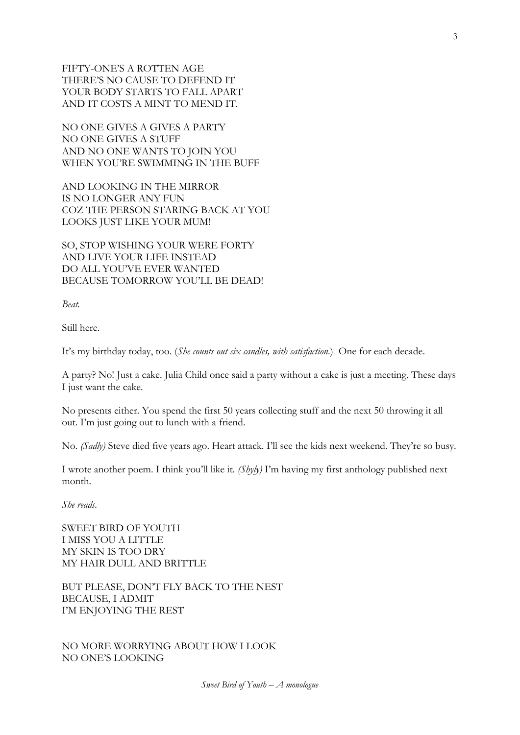FIFTY-ONE'S A ROTTEN AGE
THERE'S NO CAUSE TO DEFEND IT
YOUR BODY STARTS TO FALL APART
AND IT COSTS A MINT TO MEND IT.

NO ONE GIVES A GIVES A PARTY
NO ONE GIVES A STUFF
AND NO ONE WANTS TO JOIN YOU
WHEN YOU'RE SWIMMING IN THE BUFF

AND LOOKING IN THE MIRROR
IS NO LONGER ANY FUN
COZ THE PERSON STARING BACK AT YOU
LOOKS JUST LIKE YOUR MUM!

SO, STOP WISHING YOUR WERE FORTY
AND LIVE YOUR LIFE INSTEAD
DO ALL YOU'VE EVER WANTED
BECAUSE TOMORROW YOU'LL BE DEAD!

*Beat.*

Still here.

It's my birthday today, too. (*She counts out six candles, with satisfaction.*) One for each decade.

A party? No! Just a cake. Julia Child once said a party without a cake is just a meeting. These days I just want the cake.

No presents either. You spend the first 50 years collecting stuff and the next 50 throwing it all out. I'm just going out to lunch with a friend.

No. *(Sadly)* Steve died five years ago. Heart attack. I'll see the kids next weekend. They're so busy.

I wrote another poem. I think you'll like it. *(Shyly)* I'm having my first anthology published next month.

*She reads.*

SWEET BIRD OF YOUTH
I MISS YOU A LITTLE
MY SKIN IS TOO DRY
MY HAIR DULL AND BRITTLE

BUT PLEASE, DON'T FLY BACK TO THE NEST
BECAUSE, I ADMIT
I'M ENJOYING THE REST

NO MORE WORRYING ABOUT HOW I LOOK
NO ONE'S LOOKING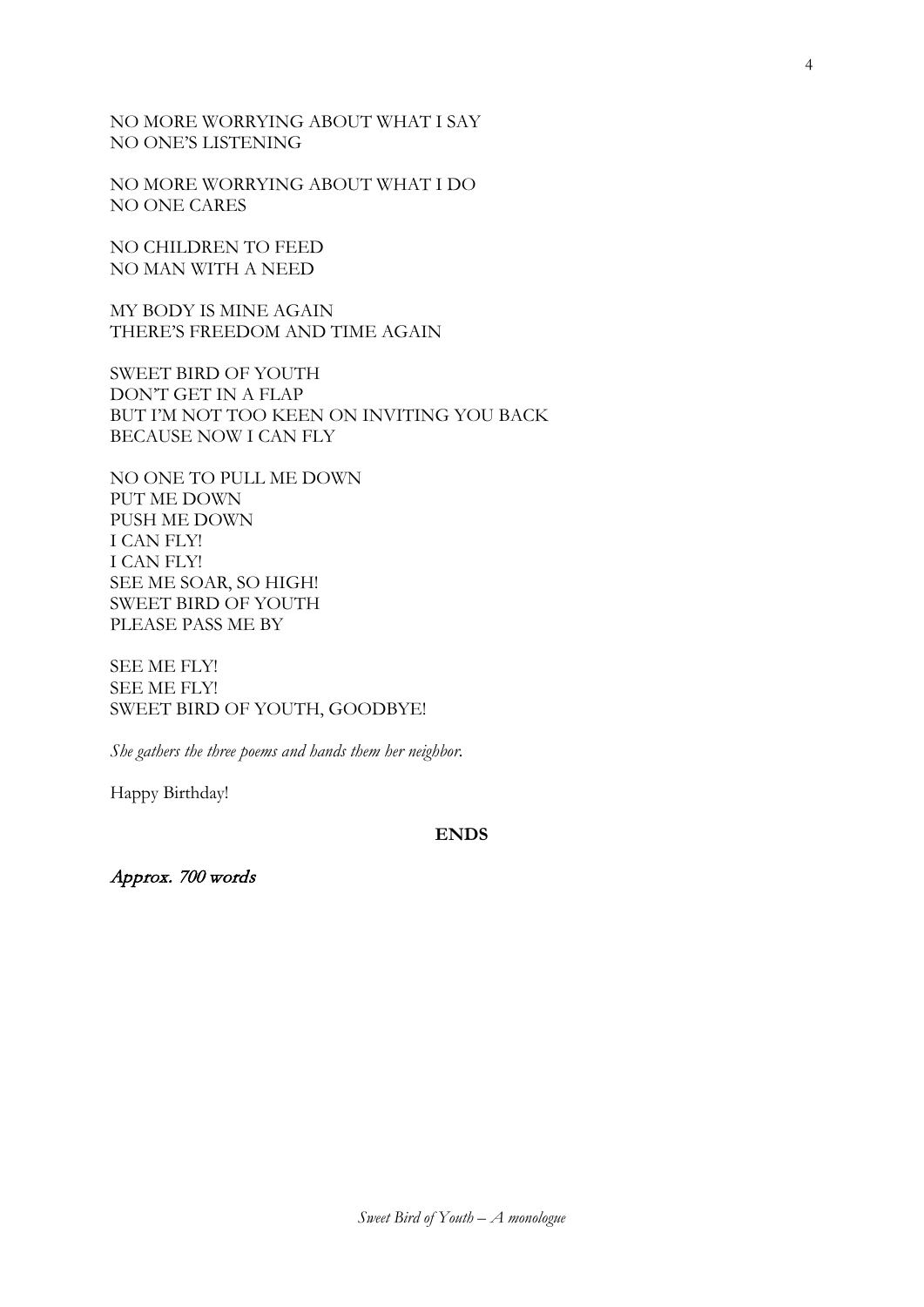NO MORE WORRYING ABOUT WHAT I SAY
NO ONE'S LISTENING

NO MORE WORRYING ABOUT WHAT I DO
NO ONE CARES

NO CHILDREN TO FEED
NO MAN WITH A NEED

MY BODY IS MINE AGAIN
THERE'S FREEDOM AND TIME AGAIN

SWEET BIRD OF YOUTH
DON'T GET IN A FLAP
BUT I'M NOT TOO KEEN ON INVITING YOU BACK
BECAUSE NOW I CAN FLY

NO ONE TO PULL ME DOWN
PUT ME DOWN
PUSH ME DOWN
I CAN FLY!
I CAN FLY!
SEE ME SOAR, SO HIGH!
SWEET BIRD OF YOUTH
PLEASE PASS ME BY

SEE ME FLY!
SEE ME FLY!
SWEET BIRD OF YOUTH, GOODBYE!

*She gathers the three poems and hands them her neighbor.*

Happy Birthday!

**ENDS**

*Approx. 700 words*